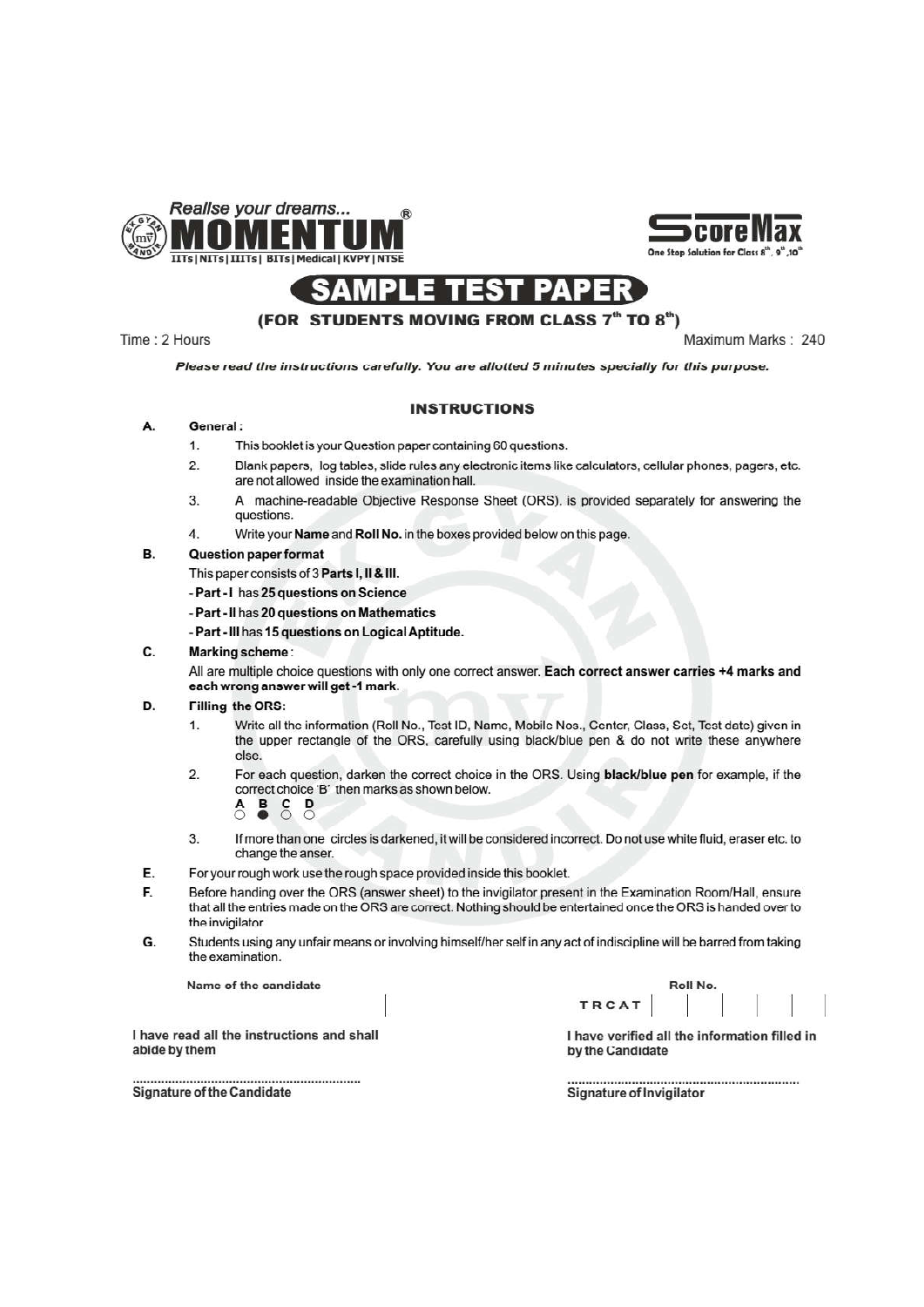Realise your dreams...

# MOMENTUM

IITs | NITs | IIITs | BITs | Medical | KVPY | NTSE

ScoreMax — One Stop Solution for Class 8th, 9th, 10th

# SAMPLE TEST PAPER

## (FOR STUDENTS MOVING FROM CLASS 7th TO 8th)

Time : 2 Hours

Maximum Marks : 240

***Please read the instructions carefully. You are allotted 5 minutes specially for this purpose.***

### INSTRUCTIONS

**A. General :**

1. This booklet is your Question paper containing 60 questions.
2. Blank papers, log tables, slide rules any electronic items like calculators, cellular phones, pagers, etc. are not allowed inside the examination hall.
3. A machine-readable Objective Response Sheet (ORS). is provided separately for answering the questions.
4. Write your **Name** and **Roll No.** in the boxes provided below on this page.

**B. Question paper format**

This paper consists of 3 **Parts I, II & III**.

- **Part - I** has **25 questions on Science**
- **Part - II has 20 questions on Mathematics**
- **Part - III** has **15 questions on Logical Aptitude.**

**C. Marking scheme :**

All are multiple choice questions with only one correct answer. **Each correct answer carries +4 marks and each wrong answer will get -1 mark.**

**D. Filling the ORS:**

1. Write all the information (Roll No., Test ID, Name, Mobile Nos., Center, Class, Set, Test date) given in the upper rectangle of the ORS. carefully using black/blue pen & do not write these anywhere else.
2. For each question, darken the correct choice in the ORS. Using **black/blue pen** for example, if the correct choice 'B' then marks as shown below.

   A ○ B ● C ○ D ○

3. If more than one circles is darkened, it will be considered incorrect. Do not use while fluid, eraser etc. to change the anser.

**E.** For your rough work use the rough space provided inside this booklet.

**F.** Before handing over the ORS (answer sheet) to the invigilator present in the Examination Room/Hall, ensure that all the entries made on the ORS are correct. Nothing should be entertained once the ORS is handed over to the invigilator

**G.** Students using any unfair means or involving himself/her self in any act of indiscipline will be barred from taking the examination.

Name of the candidate

Roll No. TRCAT | | | | | |

**I have read all the instructions and shall abide by them**

..............................................................

**Signature of the Candidate**

**I have verified all the information filled in by the Candidate**

..............................................................

**Signature of Invigilator**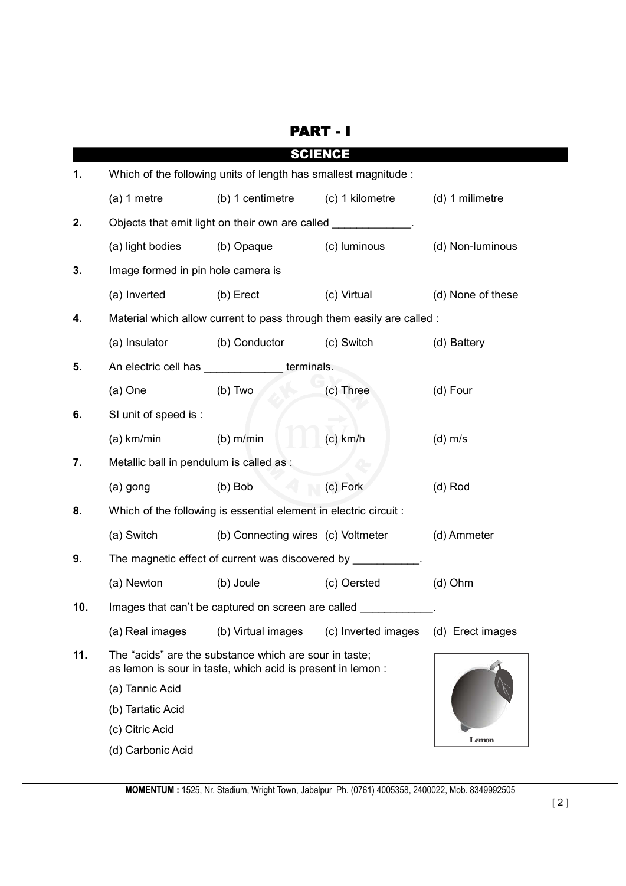# PART - I

## SCIENCE

**1.** Which of the following units of length has smallest magnitude :

(a) 1 metre (b) 1 centimetre (c) 1 kilometre (d) 1 milimetre

**2.** Objects that emit light on their own are called _____________.

(a) light bodies (b) Opaque (c) luminous (d) Non-luminous

**3.** Image formed in pin hole camera is

(a) Inverted (b) Erect (c) Virtual (d) None of these

**4.** Material which allow current to pass through them easily are called :

(a) Insulator (b) Conductor (c) Switch (d) Battery

**5.** An electric cell has _____________ terminals.

(a) One (b) Two (c) Three (d) Four

**6.** SI unit of speed is :

(a) km/min (b) m/min (c) km/h (d) m/s

**7.** Metallic ball in pendulum is called as :

(a) gong (b) Bob (c) Fork (d) Rod

**8.** Which of the following is essential element in electric circuit :

(a) Switch (b) Connecting wires (c) Voltmeter (d) Ammeter

**9.** The magnetic effect of current was discovered by ___________.

(a) Newton (b) Joule (c) Oersted (d) Ohm

**10.** Images that can't be captured on screen are called ____________.

(a) Real images (b) Virtual images (c) Inverted images (d) Erect images

**11.** The "acids" are the substance which are sour in taste; as lemon is sour in taste, which acid is present in lemon :

(a) Tannic Acid

(b) Tartatic Acid

(c) Citric Acid

(d) Carbonic Acid

Lemon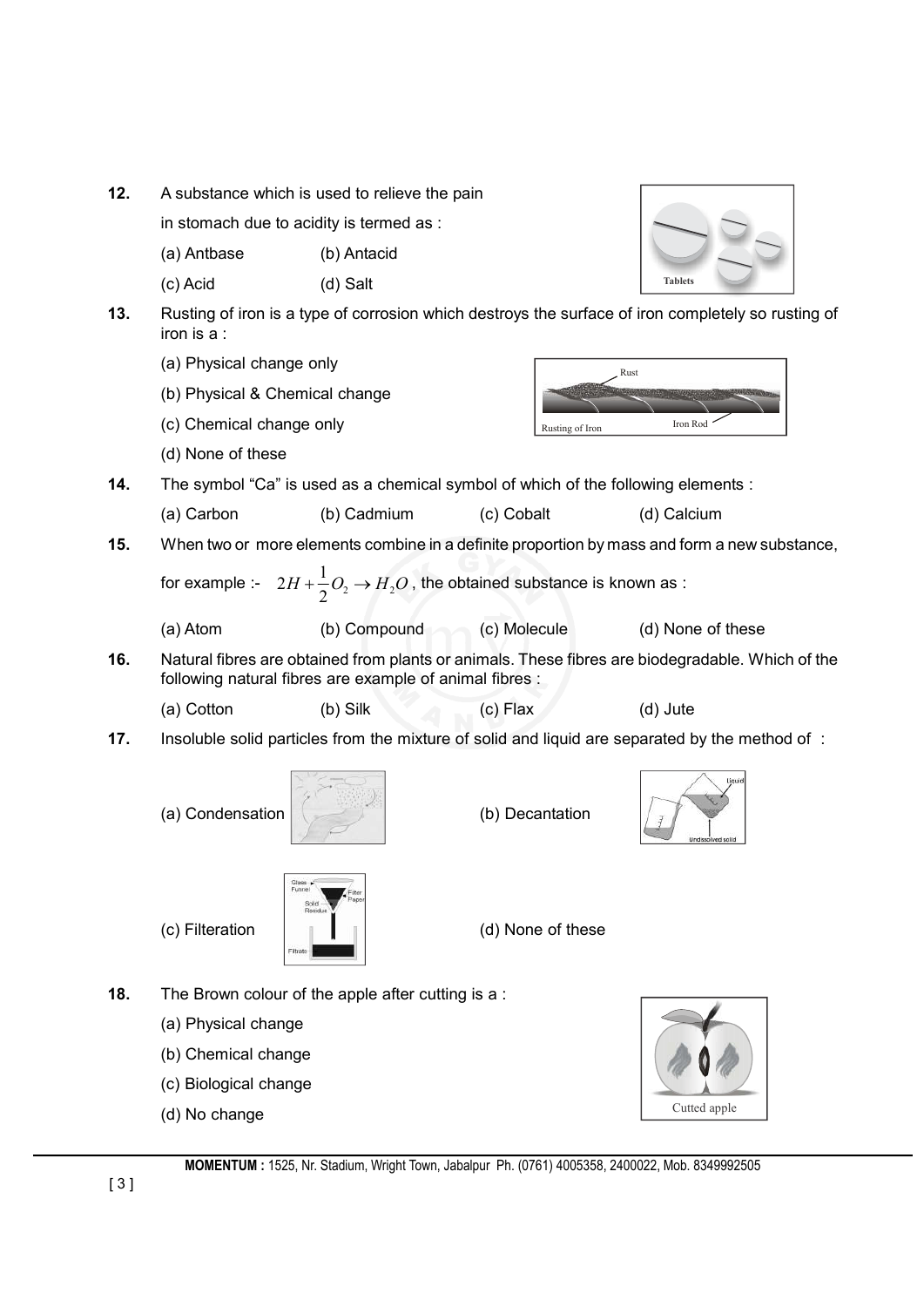**12.** A substance which is used to relieve the pain in stomach due to acidity is termed as :

(a) Antbase (b) Antacid

(c) Acid (d) Salt

Tablets

**13.** Rusting of iron is a type of corrosion which destroys the surface of iron completely so rusting of iron is a :

(a) Physical change only

(b) Physical & Chemical change

(c) Chemical change only

(d) None of these

Rust

Rusting of Iron

Iron Rod

**14.** The symbol "Ca" is used as a chemical symbol of which of the following elements :

(a) Carbon (b) Cadmium (c) Cobalt (d) Calcium

**15.** When two or more elements combine in a definite proportion by mass and form a new substance, for example :- $2H + \frac{1}{2}O_2 \rightarrow H_2O$, the obtained substance is known as :

(a) Atom (b) Compound (c) Molecule (d) None of these

**16.** Natural fibres are obtained from plants or animals. These fibres are biodegradable. Which of the following natural fibres are example of animal fibres :

(a) Cotton (b) Silk (c) Flax (d) Jute

**17.** Insoluble solid particles from the mixture of solid and liquid are separated by the method of :

(a) Condensation

(b) Decantation

liquid

undissolved solid

(c) Filteration

Glass Funnel

Filter Paper

Solid Residue

Filtrate

(d) None of these

**18.** The Brown colour of the apple after cutting is a :

(a) Physical change

(b) Chemical change

(c) Biological change

(d) No change

Cutted apple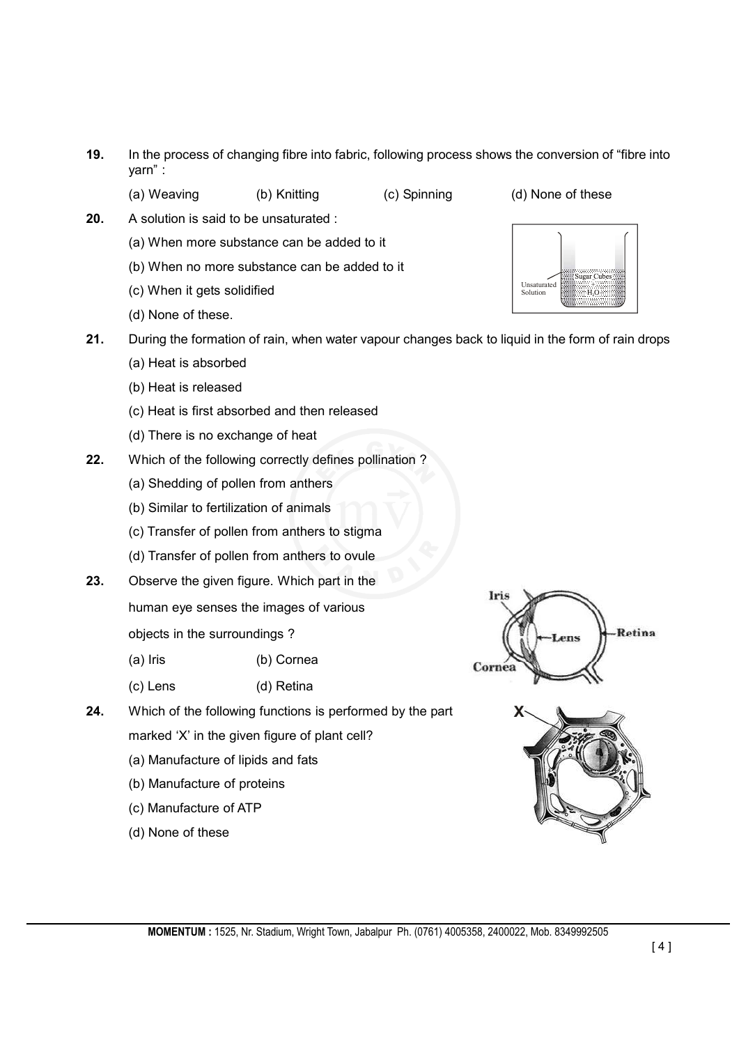**19.** In the process of changing fibre into fabric, following process shows the conversion of "fibre into yarn" :

(a) Weaving (b) Knitting (c) Spinning (d) None of these

**20.** A solution is said to be unsaturated :

(a) When more substance can be added to it

(b) When no more substance can be added to it

(c) When it gets solidified

(d) None of these.

**21.** During the formation of rain, when water vapour changes back to liquid in the form of rain drops

(a) Heat is absorbed

(b) Heat is released

(c) Heat is first absorbed and then released

(d) There is no exchange of heat

**22.** Which of the following correctly defines pollination ?

(a) Shedding of pollen from anthers

(b) Similar to fertilization of animals

(c) Transfer of pollen from anthers to stigma

(d) Transfer of pollen from anthers to ovule

**23.** Observe the given figure. Which part in the human eye senses the images of various objects in the surroundings ?

(a) Iris (b) Cornea

(c) Lens (d) Retina

**24.** Which of the following functions is performed by the part marked 'X' in the given figure of plant cell?

(a) Manufacture of lipids and fats

(b) Manufacture of proteins

(c) Manufacture of ATP

(d) None of these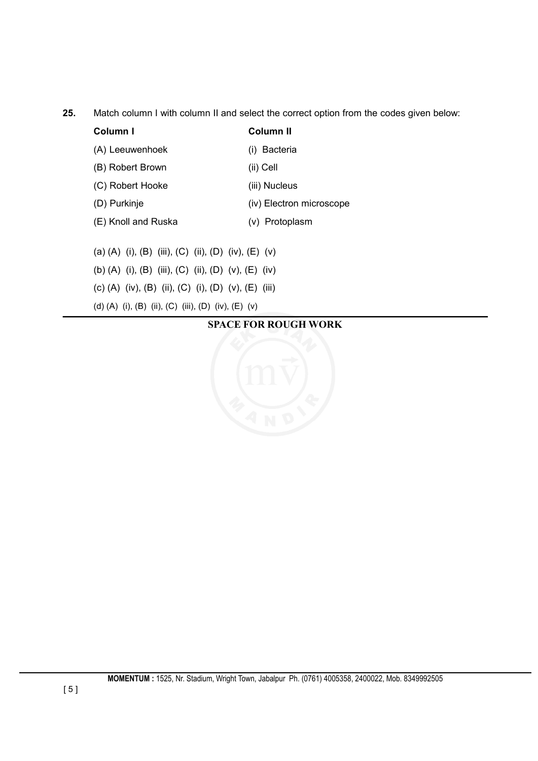**25.** Match column I with column II and select the correct option from the codes given below:

| Column I | Column II |
|---|---|
| (A) Leeuwenhoek | (i) Bacteria |
| (B) Robert Brown | (ii) Cell |
| (C) Robert Hooke | (iii) Nucleus |
| (D) Purkinje | (iv) Electron microscope |
| (E) Knoll and Ruska | (v) Protoplasm |

(a) (A) (i), (B) (iii), (C) (ii), (D) (iv), (E) (v)

(b) (A) (i), (B) (iii), (C) (ii), (D) (v), (E) (iv)

(c) (A) (iv), (B) (ii), (C) (i), (D) (v), (E) (iii)

(d) (A) (i), (B) (ii), (C) (iii), (D) (iv), (E) (v)

**SPACE FOR ROUGH WORK**

**MOMENTUM :** 1525, Nr. Stadium, Wright Town, Jabalpur Ph. (0761) 4005358, 2400022, Mob. 8349992505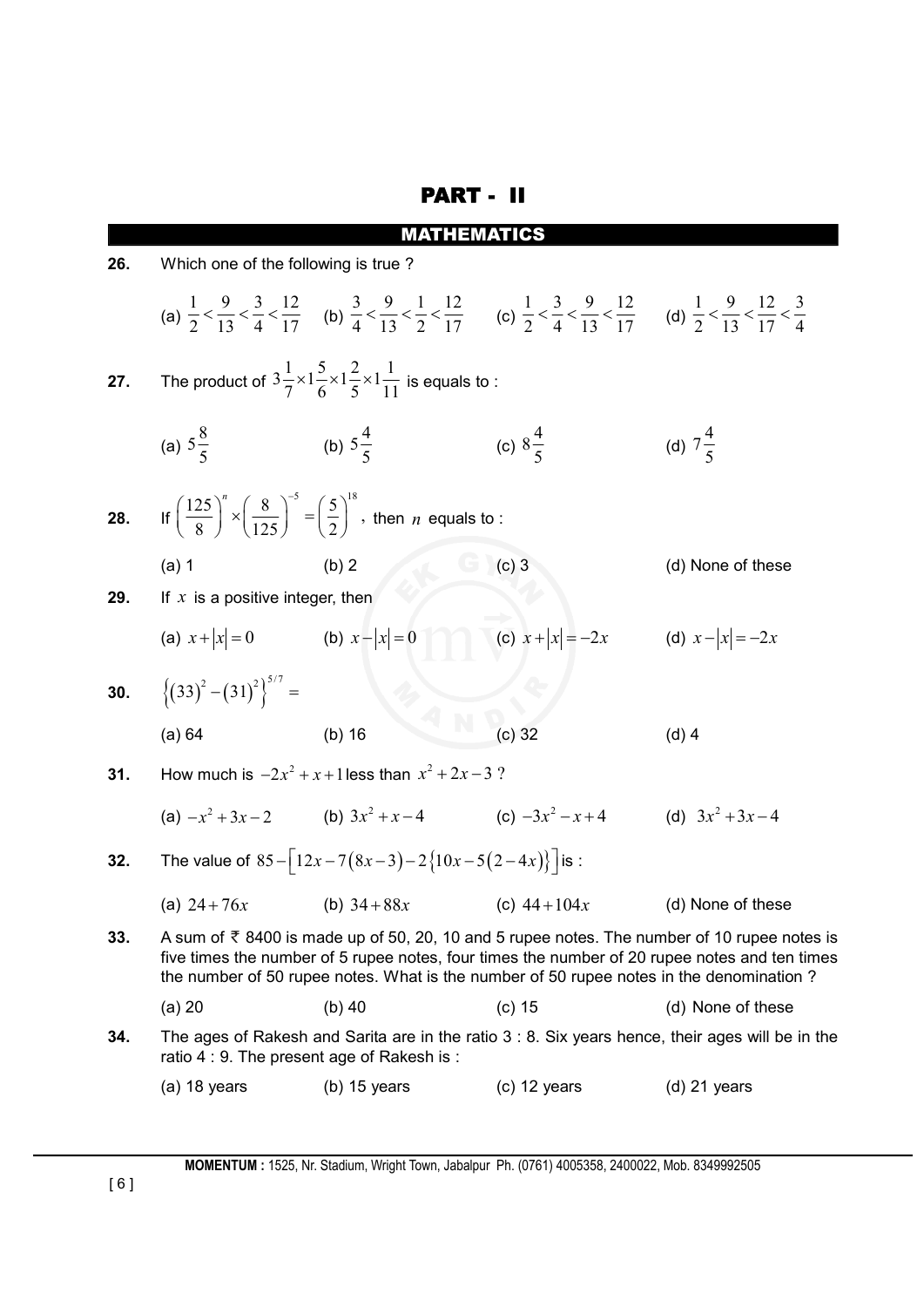# PART - II

## MATHEMATICS

**26.** Which one of the following is true ?

(a) $\frac{1}{2}<\frac{9}{13}<\frac{3}{4}<\frac{12}{17}$ (b) $\frac{3}{4}<\frac{9}{13}<\frac{1}{2}<\frac{12}{17}$ (c) $\frac{1}{2}<\frac{3}{4}<\frac{9}{13}<\frac{12}{17}$ (d) $\frac{1}{2}<\frac{9}{13}<\frac{12}{17}<\frac{3}{4}$

**27.** The product of $3\frac{1}{7}\times 1\frac{5}{6}\times 1\frac{2}{5}\times 1\frac{1}{11}$ is equals to :

(a) $5\frac{8}{5}$ (b) $5\frac{4}{5}$ (c) $8\frac{4}{5}$ (d) $7\frac{4}{5}$

**28.** If $\left(\frac{125}{8}\right)^{n}\times\left(\frac{8}{125}\right)^{-5}=\left(\frac{5}{2}\right)^{18}$, then $n$ equals to :

(a) 1 (b) 2 (c) 3 (d) None of these

**29.** If $x$ is a positive integer, then

(a) $x+|x|=0$ (b) $x-|x|=0$ (c) $x+|x|=-2x$ (d) $x-|x|=-2x$

**30.** $\left\{(33)^{2}-(31)^{2}\right\}^{5/7}=$

(a) 64 (b) 16 (c) 32 (d) 4

**31.** How much is $-2x^{2}+x+1$ less than $x^{2}+2x-3$ ?

(a) $-x^{2}+3x-2$ (b) $3x^{2}+x-4$ (c) $-3x^{2}-x+4$ (d) $3x^{2}+3x-4$

**32.** The value of $85-\left[12x-7(8x-3)-2\{10x-5(2-4x)\}\right]$ is :

(a) $24+76x$ (b) $34+88x$ (c) $44+104x$ (d) None of these

**33.** A sum of ₹ 8400 is made up of 50, 20, 10 and 5 rupee notes. The number of 10 rupee notes is five times the number of 5 rupee notes, four times the number of 20 rupee notes and ten times the number of 50 rupee notes. What is the number of 50 rupee notes in the denomination ?

(a) 20 (b) 40 (c) 15 (d) None of these

**34.** The ages of Rakesh and Sarita are in the ratio 3 : 8. Six years hence, their ages will be in the ratio 4 : 9. The present age of Rakesh is :

(a) 18 years (b) 15 years (c) 12 years (d) 21 years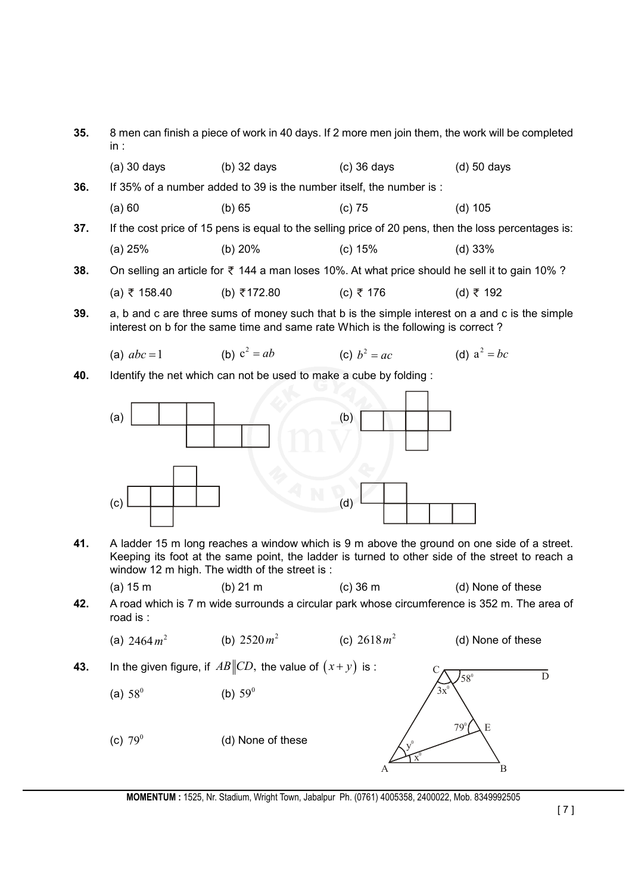**35.** 8 men can finish a piece of work in 40 days. If 2 more men join them, the work will be completed in :

(a) 30 days (b) 32 days (c) 36 days (d) 50 days

**36.** If 35% of a number added to 39 is the number itself, the number is :

(a) 60 (b) 65 (c) 75 (d) 105

**37.** If the cost price of 15 pens is equal to the selling price of 20 pens, then the loss percentages is:

(a) 25% (b) 20% (c) 15% (d) 33%

**38.** On selling an article for ₹ 144 a man loses 10%. At what price should he sell it to gain 10% ?

(a) ₹ 158.40 (b) ₹172.80 (c) ₹ 176 (d) ₹ 192

**39.** a, b and c are three sums of money such that b is the simple interest on a and c is the simple interest on b for the same time and same rate Which is the following is correct ?

(a) $abc = 1$ (b) $c^2 = ab$ (c) $b^2 = ac$ (d) $a^2 = bc$

**40.** Identify the net which can not be used to make a cube by folding :

(a) (b) (c) (d)

**41.** A ladder 15 m long reaches a window which is 9 m above the ground on one side of a street. Keeping its foot at the same point, the ladder is turned to other side of the street to reach a window 12 m high. The width of the street is :

(a) 15 m (b) 21 m (c) 36 m (d) None of these

**42.** A road which is 7 m wide surrounds a circular park whose circumference is 352 m. The area of road is :

(a) $2464\,m^2$ (b) $2520\,m^2$ (c) $2618\,m^2$ (d) None of these

**43.** In the given figure, if $AB \| CD$, the value of $(x + y)$ is :

(a) $58^0$ (b) $59^0$

(c) $79^0$ (d) None of these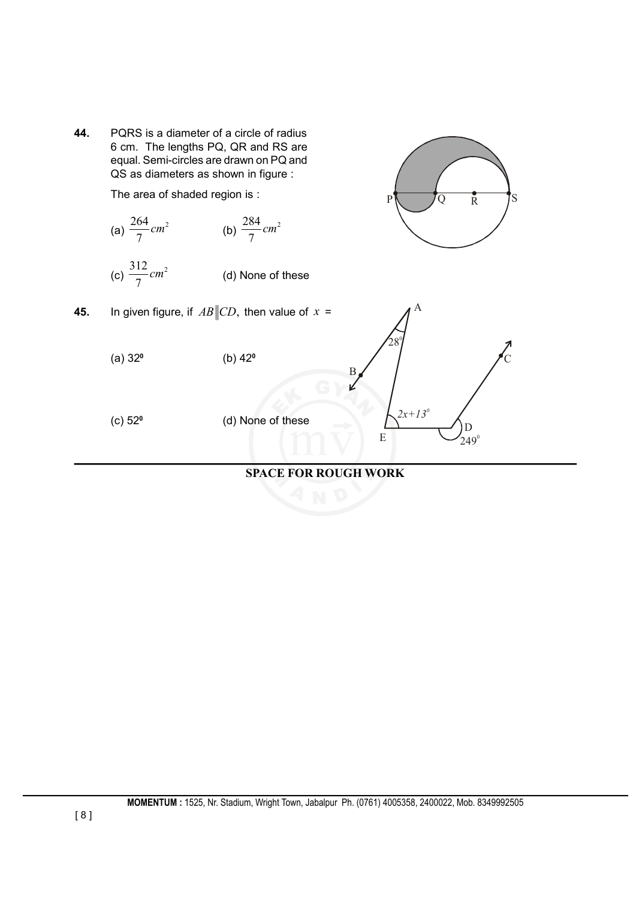**44.** PQRS is a diameter of a circle of radius 6 cm. The lengths PQ, QR and RS are equal. Semi-circles are drawn on PQ and QS as diameters as shown in figure :

The area of shaded region is :

(a) $\frac{264}{7}cm^2$ (b) $\frac{284}{7}cm^2$

(c) $\frac{312}{7}cm^2$ (d) None of these

**45.** In given figure, if $AB \| CD$, then value of $x$ =

(a) $32^0$ (b) $42^0$

(c) $52^0$ (d) None of these

**SPACE FOR ROUGH WORK**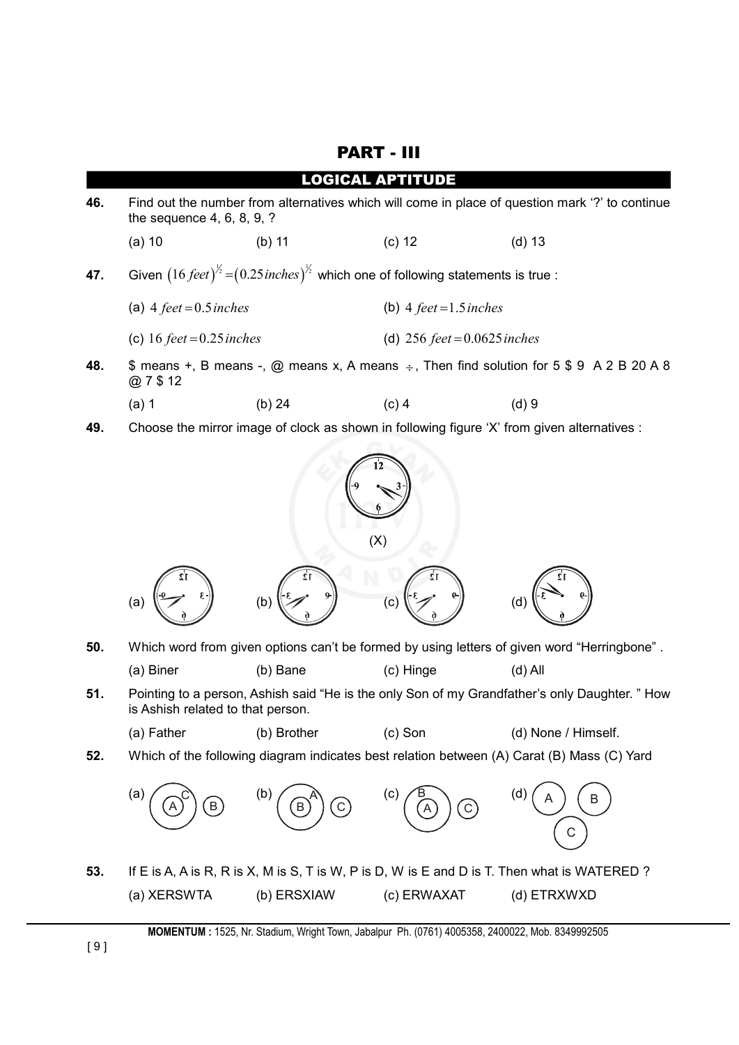# PART - III

## LOGICAL APTITUDE

**46.** Find out the number from alternatives which will come in place of question mark '?' to continue the sequence 4, 6, 8, 9, ?

(a) 10 (b) 11 (c) 12 (d) 13

**47.** Given $(16\,feet)^{1/2} = (0.25\,inches)^{1/2}$ which one of following statements is true :

(a) $4\ feet = 0.5\,inches$ (b) $4\ feet = 1.5\,inches$

(c) $16\ feet = 0.25\,inches$ (d) $256\ feet = 0.0625\,inches$

**48.** $ means +, B means -, @ means x, A means ÷, Then find solution for 5 $ 9 A 2 B 20 A 8 @ 7 $ 12

(a) 1 (b) 24 (c) 4 (d) 9

**49.** Choose the mirror image of clock as shown in following figure 'X' from given alternatives :

(X)

(a) (b) (c) (d)

**50.** Which word from given options can't be formed by using letters of given word "Herringbone" .

(a) Biner (b) Bane (c) Hinge (d) All

**51.** Pointing to a person, Ashish said "He is the only Son of my Grandfather's only Daughter. " How is Ashish related to that person.

(a) Father (b) Brother (c) Son (d) None / Himself.

**52.** Which of the following diagram indicates best relation between (A) Carat (B) Mass (C) Yard

(a) (b) (c) (d)

**53.** If E is A, A is R, R is X, M is S, T is W, P is D, W is E and D is T. Then what is WATERED ?

(a) XERSWTA (b) ERSXIAW (c) ERWAXAT (d) ETRXWXD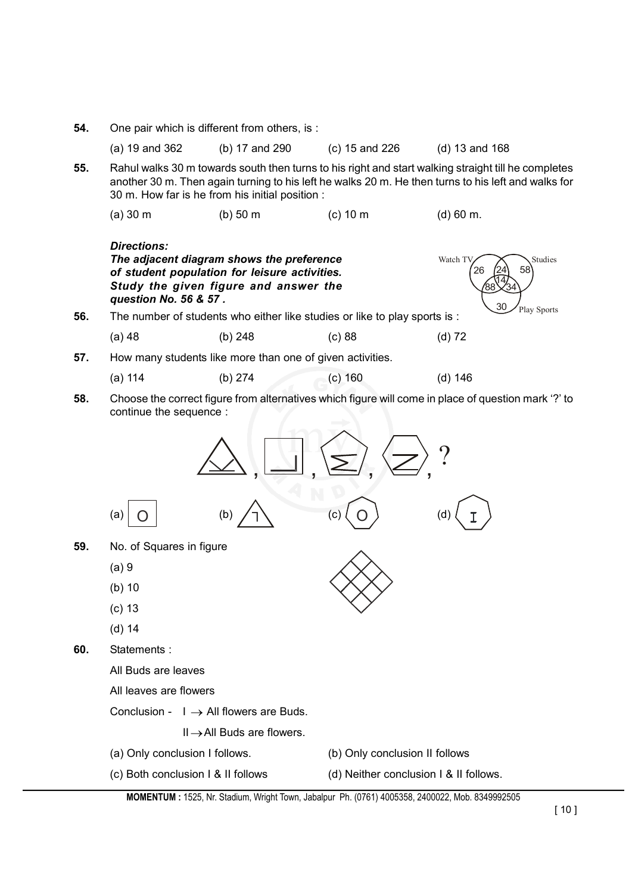**54.** One pair which is different from others, is :

(a) 19 and 362 (b) 17 and 290 (c) 15 and 226 (d) 13 and 168

**55.** Rahul walks 30 m towards south then turns to his right and start walking straight till he completes another 30 m. Then again turning to his left he walks 20 m. He then turns to his left and walks for 30 m. How far is he from his initial position :

(a) 30 m (b) 50 m (c) 10 m (d) 60 m.

***Directions:***
***The adjacent diagram shows the preference of student population for leisure activities. Study the given figure and answer the question No. 56 & 57 .***

Watch TV
Studies
Play Sports
26
24
58
14
88
34
30

**56.** The number of students who either like studies or like to play sports is :

(a) 48 (b) 248 (c) 88 (d) 72

**57.** How many students like more than one of given activities.

(a) 114 (b) 274 (c) 160 (d) 146

**58.** Choose the correct figure from alternatives which figure will come in place of question mark '?' to continue the sequence :

, , , , ?

(a) (b) (c) (d)

**59.** No. of Squares in figure

(a) 9

(b) 10

(c) 13

(d) 14

**60.** Statements :

All Buds are leaves

All leaves are flowers

Conclusion - I $\rightarrow$ All flowers are Buds.

II $\rightarrow$ All Buds are flowers.

(a) Only conclusion I follows. (b) Only conclusion II follows

(c) Both conclusion I & II follows (d) Neither conclusion I & II follows.

**MOMENTUM :** 1525, Nr. Stadium, Wright Town, Jabalpur Ph. (0761) 4005358, 2400022, Mob. 8349992505